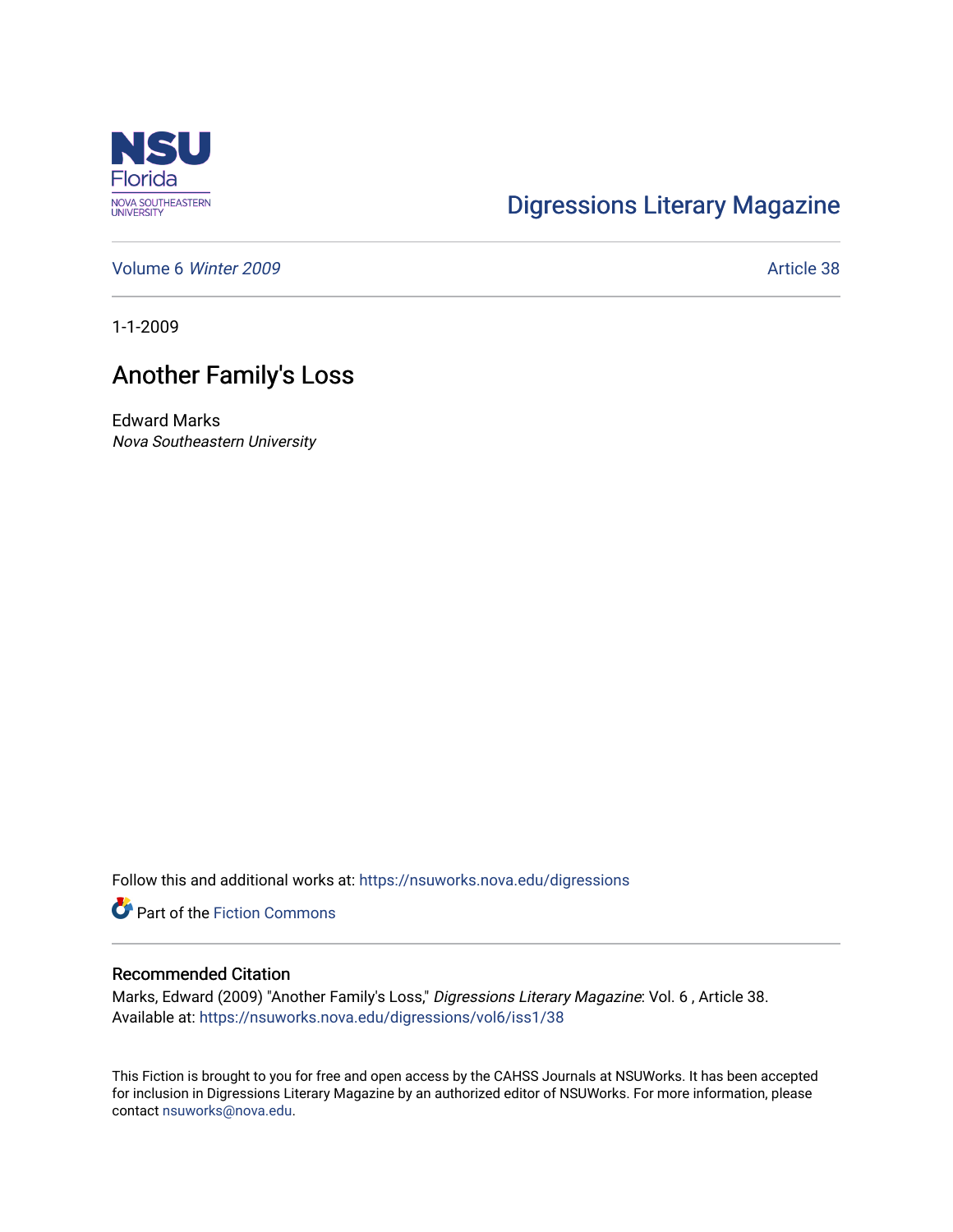NSU Florida
NOVA SOUTHEASTERN UNIVERSITY

Digressions Literary Magazine

Volume 6 *Winter 2009*

Article 38

1-1-2009

# Another Family's Loss

Edward Marks
*Nova Southeastern University*

Follow this and additional works at: https://nsuworks.nova.edu/digressions

Part of the Fiction Commons

## Recommended Citation

Marks, Edward (2009) "Another Family's Loss," *Digressions Literary Magazine*: Vol. 6 , Article 38.
Available at: https://nsuworks.nova.edu/digressions/vol6/iss1/38

This Fiction is brought to you for free and open access by the CAHSS Journals at NSUWorks. It has been accepted for inclusion in Digressions Literary Magazine by an authorized editor of NSUWorks. For more information, please contact nsuworks@nova.edu.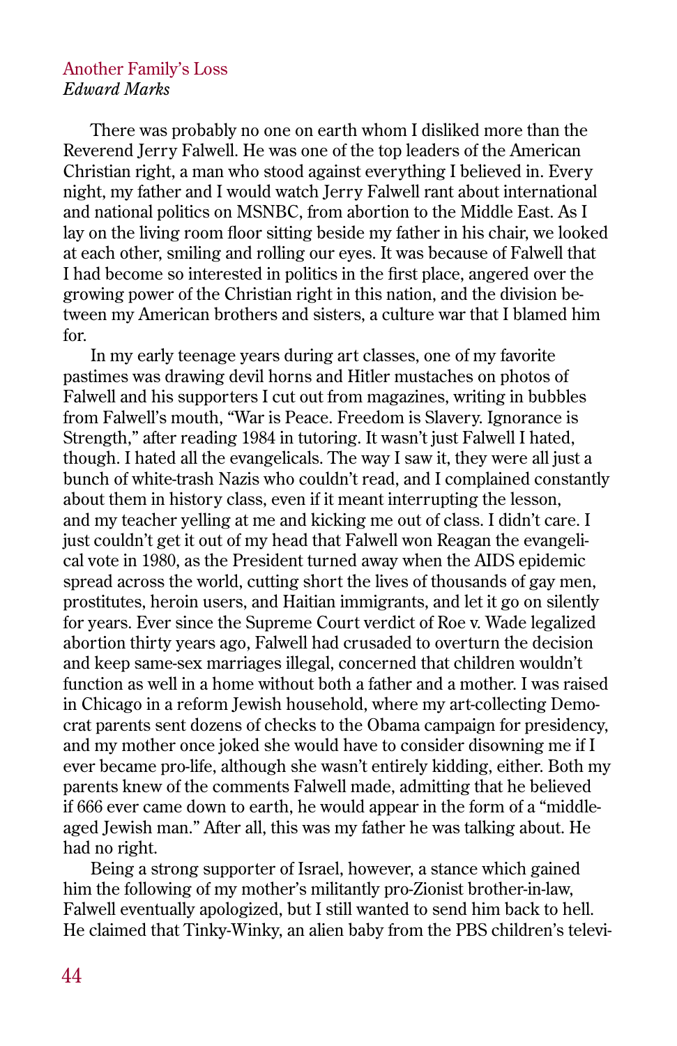Another Family's Loss

*Edward Marks*

There was probably no one on earth whom I disliked more than the Reverend Jerry Falwell. He was one of the top leaders of the American Christian right, a man who stood against everything I believed in. Every night, my father and I would watch Jerry Falwell rant about international and national politics on MSNBC, from abortion to the Middle East. As I lay on the living room floor sitting beside my father in his chair, we looked at each other, smiling and rolling our eyes. It was because of Falwell that I had become so interested in politics in the first place, angered over the growing power of the Christian right in this nation, and the division between my American brothers and sisters, a culture war that I blamed him for.

In my early teenage years during art classes, one of my favorite pastimes was drawing devil horns and Hitler mustaches on photos of Falwell and his supporters I cut out from magazines, writing in bubbles from Falwell's mouth, "War is Peace. Freedom is Slavery. Ignorance is Strength," after reading 1984 in tutoring. It wasn't just Falwell I hated, though. I hated all the evangelicals. The way I saw it, they were all just a bunch of white-trash Nazis who couldn't read, and I complained constantly about them in history class, even if it meant interrupting the lesson, and my teacher yelling at me and kicking me out of class. I didn't care. I just couldn't get it out of my head that Falwell won Reagan the evangelical vote in 1980, as the President turned away when the AIDS epidemic spread across the world, cutting short the lives of thousands of gay men, prostitutes, heroin users, and Haitian immigrants, and let it go on silently for years. Ever since the Supreme Court verdict of Roe v. Wade legalized abortion thirty years ago, Falwell had crusaded to overturn the decision and keep same-sex marriages illegal, concerned that children wouldn't function as well in a home without both a father and a mother. I was raised in Chicago in a reform Jewish household, where my art-collecting Democrat parents sent dozens of checks to the Obama campaign for presidency, and my mother once joked she would have to consider disowning me if I ever became pro-life, although she wasn't entirely kidding, either. Both my parents knew of the comments Falwell made, admitting that he believed if 666 ever came down to earth, he would appear in the form of a "middle-aged Jewish man." After all, this was my father he was talking about. He had no right.

Being a strong supporter of Israel, however, a stance which gained him the following of my mother's militantly pro-Zionist brother-in-law, Falwell eventually apologized, but I still wanted to send him back to hell. He claimed that Tinky-Winky, an alien baby from the PBS children's televi-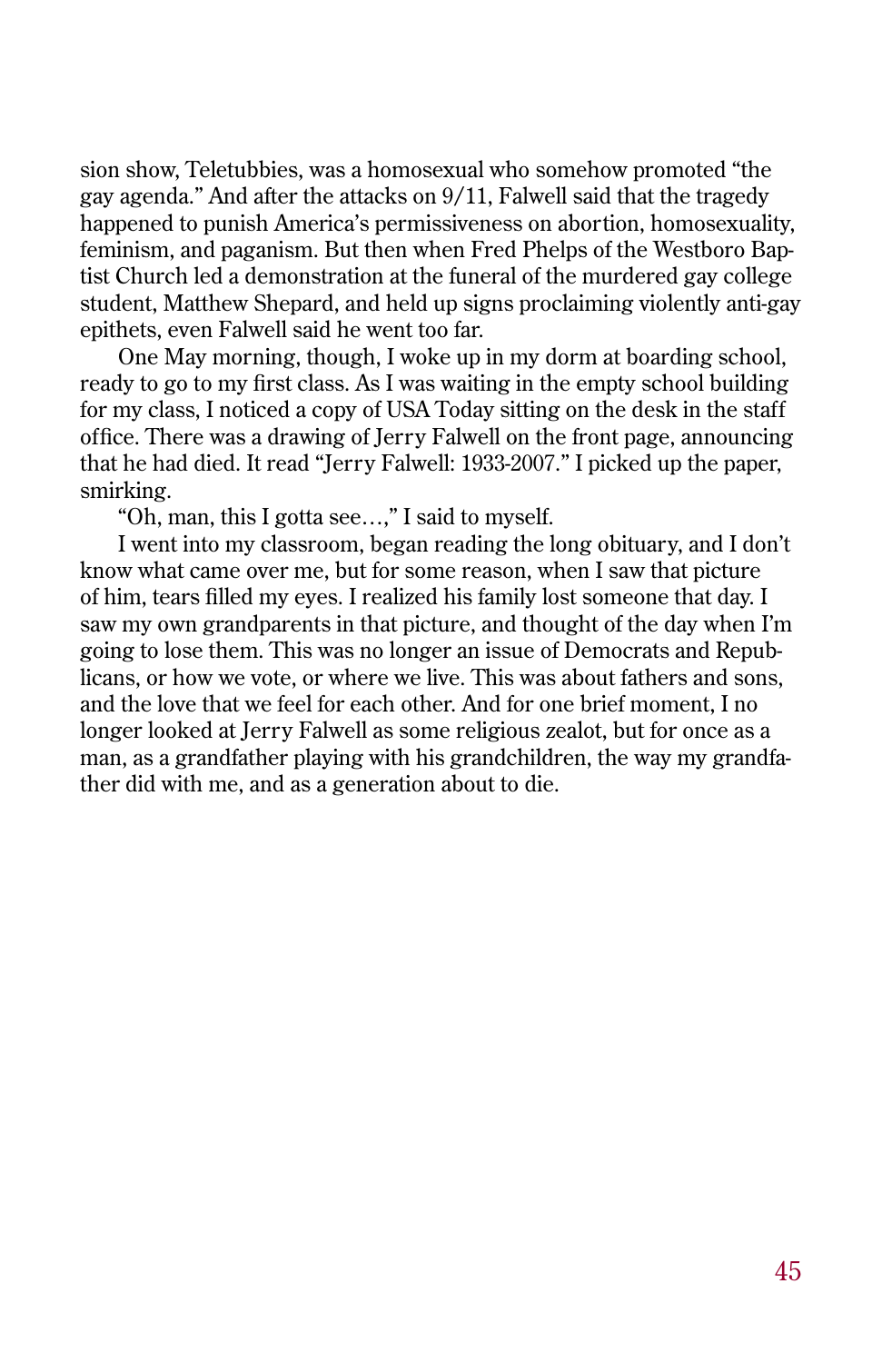sion show, Teletubbies, was a homosexual who somehow promoted "the gay agenda." And after the attacks on 9/11, Falwell said that the tragedy happened to punish America's permissiveness on abortion, homosexuality, feminism, and paganism. But then when Fred Phelps of the Westboro Baptist Church led a demonstration at the funeral of the murdered gay college student, Matthew Shepard, and held up signs proclaiming violently anti-gay epithets, even Falwell said he went too far.

One May morning, though, I woke up in my dorm at boarding school, ready to go to my first class. As I was waiting in the empty school building for my class, I noticed a copy of USA Today sitting on the desk in the staff office. There was a drawing of Jerry Falwell on the front page, announcing that he had died. It read "Jerry Falwell: 1933-2007." I picked up the paper, smirking.

"Oh, man, this I gotta see…," I said to myself.

I went into my classroom, began reading the long obituary, and I don't know what came over me, but for some reason, when I saw that picture of him, tears filled my eyes. I realized his family lost someone that day. I saw my own grandparents in that picture, and thought of the day when I'm going to lose them. This was no longer an issue of Democrats and Republicans, or how we vote, or where we live. This was about fathers and sons, and the love that we feel for each other. And for one brief moment, I no longer looked at Jerry Falwell as some religious zealot, but for once as a man, as a grandfather playing with his grandchildren, the way my grandfather did with me, and as a generation about to die.